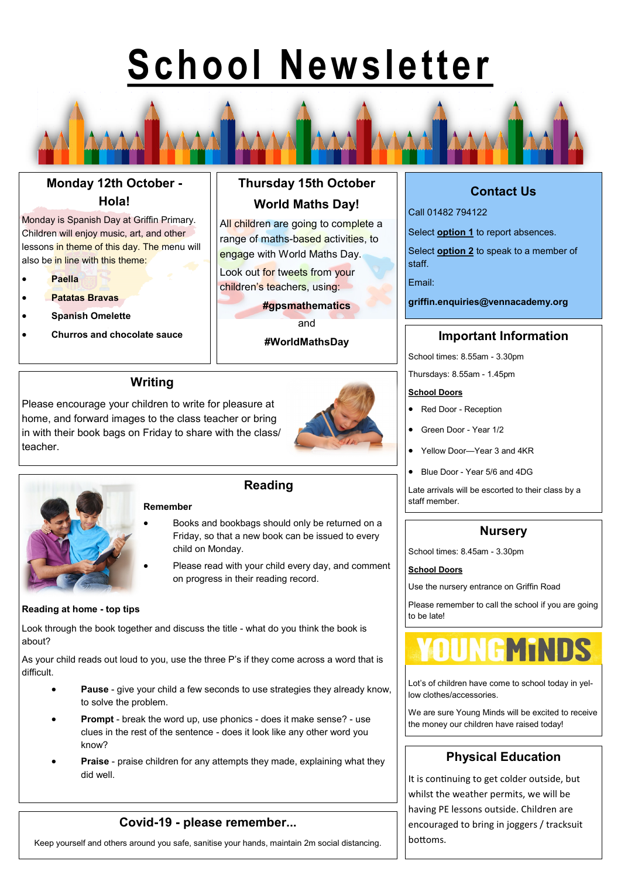# School Newsletter

## Monday 12th October - Hola!

Monday is Spanish Day at Griffin Primary. Children will enjoy music, art, and other lessons in theme of this day. The menu will also be in line with this theme:

- **Paella**
- **Patatas Bravas**
- **Spanish Omelette**
- **Churros and chocolate sauce**

## Thursday 15th October World Maths Day!

All children are going to complete a range of maths-based activities, to engage with World Maths Day.

Look out for tweets from your children's teachers, using:

**#gpsmathematics**

and

**#WorldMathsDay**

## Contact Us

Call 01482 794122

Select **option 1** to report absences.

Select **option 2** to speak to a member of staff.

Email:

**griffin.enquiries@vennacademy.org**

## Writing

Please encourage your children to write for pleasure at home, and forward images to the class teacher or bring in with their book bags on Friday to share with the class/ teacher.

## Reading

**Remember**

- Books and bookbags should only be returned on a Friday, so that a new book can be issued to every child on Monday.
- Please read with your child every day, and comment on progress in their reading record.

**Reading at home - top tips**

Look through the book together and discuss the title - what do you think the book is about?

As your child reads out loud to you, use the three P's if they come across a word that is difficult.

- **Pause** - give your child a few seconds to use strategies they already know, to solve the problem.
- **Prompt** - break the word up, use phonics - does it make sense? - use clues in the rest of the sentence - does it look like any other word you know?
- **Praise** - praise children for any attempts they made, explaining what they did well.

## Important Information

School times: 8.55am - 3.30pm

Thursdays: 8.55am - 1.45pm

**School Doors**

- Red Door - Reception
- Green Door - Year 1/2
- Yellow Door—Year 3 and 4KR
- Blue Door - Year 5/6 and 4DG

Late arrivals will be escorted to their class by a staff member.

## Nursery

School times: 8.45am - 3.30pm

**School Doors**

Use the nursery entrance on Griffin Road

Please remember to call the school if you are going to be late!

## YOUNGMINDS

Lot's of children have come to school today in yellow clothes/accessories.

We are sure Young Minds will be excited to receive the money our children have raised today!

## Physical Education

It is continuing to get colder outside, but whilst the weather permits, we will be having PE lessons outside. Children are encouraged to bring in joggers / tracksuit bottoms.

## Covid-19 - please remember...

Keep yourself and others around you safe, sanitise your hands, maintain 2m social distancing.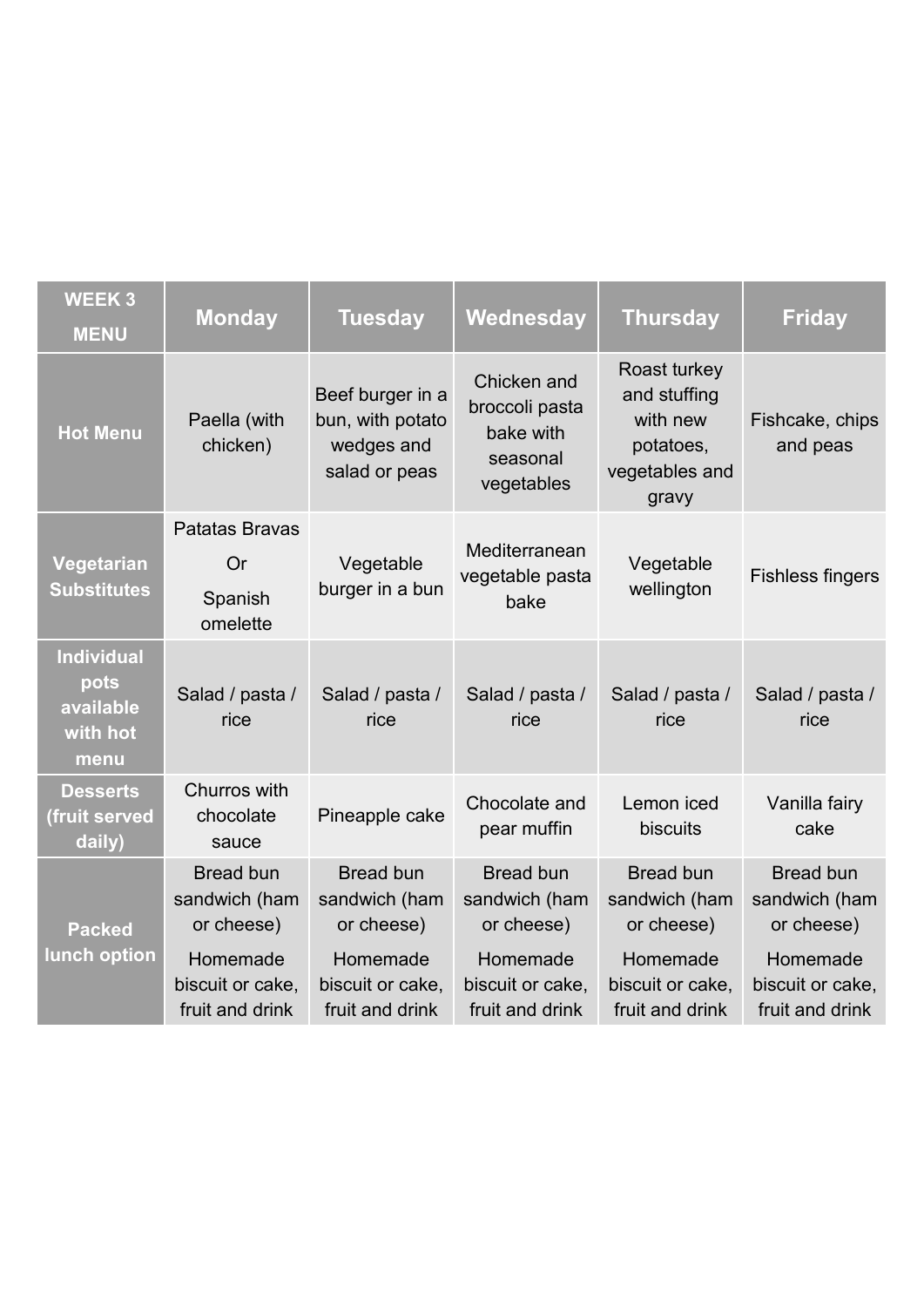| WEEK 3 MENU | Monday | Tuesday | Wednesday | Thursday | Friday |
|---|---|---|---|---|---|
| **Hot Menu** | Paella (with chicken) | Beef burger in a bun, with potato wedges and salad or peas | Chicken and broccoli pasta bake with seasonal vegetables | Roast turkey and stuffing with new potatoes, vegetables and gravy | Fishcake, chips and peas |
| **Vegetarian Substitutes** | Patatas Bravas Or Spanish omelette | Vegetable burger in a bun | Mediterranean vegetable pasta bake | Vegetable wellington | Fishless fingers |
| **Individual pots available with hot menu** | Salad / pasta / rice | Salad / pasta / rice | Salad / pasta / rice | Salad / pasta / rice | Salad / pasta / rice |
| **Desserts (fruit served daily)** | Churros with chocolate sauce | Pineapple cake | Chocolate and pear muffin | Lemon iced biscuits | Vanilla fairy cake |
| **Packed lunch option** | Bread bun sandwich (ham or cheese) Homemade biscuit or cake, fruit and drink | Bread bun sandwich (ham or cheese) Homemade biscuit or cake, fruit and drink | Bread bun sandwich (ham or cheese) Homemade biscuit or cake, fruit and drink | Bread bun sandwich (ham or cheese) Homemade biscuit or cake, fruit and drink | Bread bun sandwich (ham or cheese) Homemade biscuit or cake, fruit and drink |